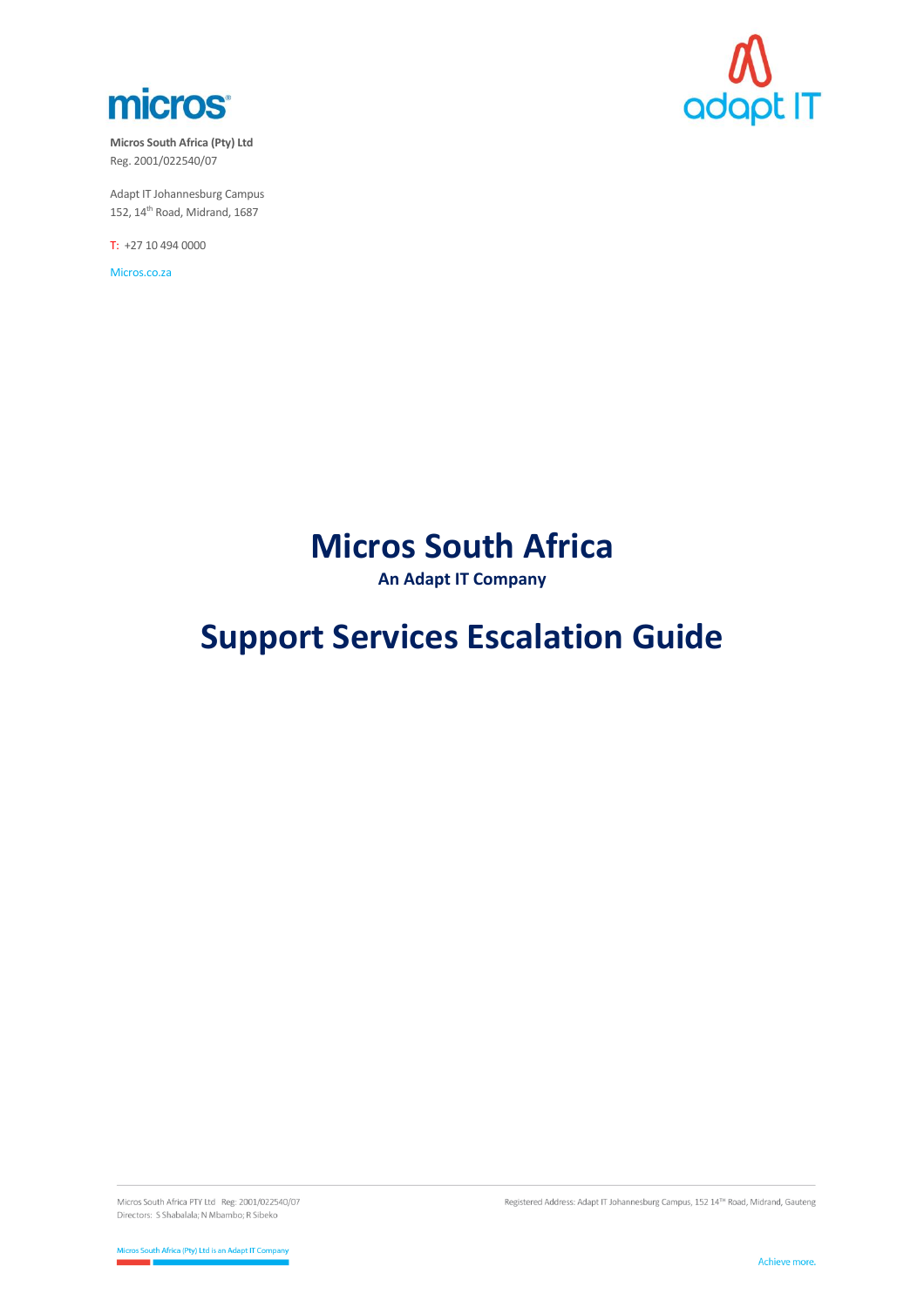**Micros South Africa (Pty) Ltd**
Reg. 2001/022540/07

Adapt IT Johannesburg Campus
152, 14th Road, Midrand, 1687

T: +27 10 494 0000

Micros.co.za

# Micros South Africa

**An Adapt IT Company**

# Support Services Escalation Guide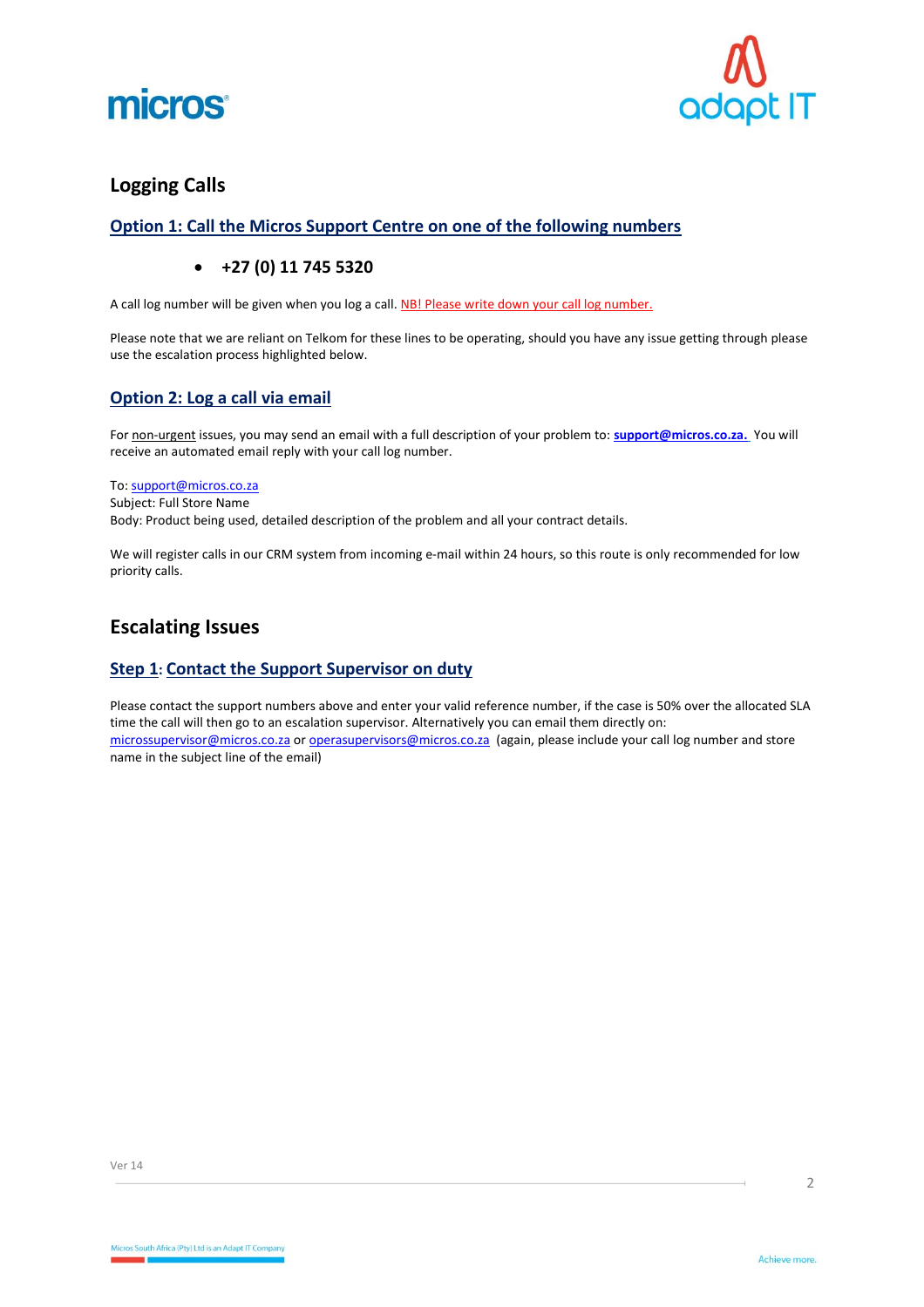## Logging Calls

### Option 1: Call the Micros Support Centre on one of the following numbers

- **+27 (0) 11 745 5320**

A call log number will be given when you log a call. NB! Please write down your call log number.

Please note that we are reliant on Telkom for these lines to be operating, should you have any issue getting through please use the escalation process highlighted below.

### Option 2: Log a call via email

For non-urgent issues, you may send an email with a full description of your problem to: **support@micros.co.za.** You will receive an automated email reply with your call log number.

To: support@micros.co.za
Subject: Full Store Name
Body: Product being used, detailed description of the problem and all your contract details.

We will register calls in our CRM system from incoming e-mail within 24 hours, so this route is only recommended for low priority calls.

## Escalating Issues

### Step 1: Contact the Support Supervisor on duty

Please contact the support numbers above and enter your valid reference number, if the case is 50% over the allocated SLA time the call will then go to an escalation supervisor. Alternatively you can email them directly on: microssupervisor@micros.co.za or operasupervisors@micros.co.za (again, please include your call log number and store name in the subject line of the email)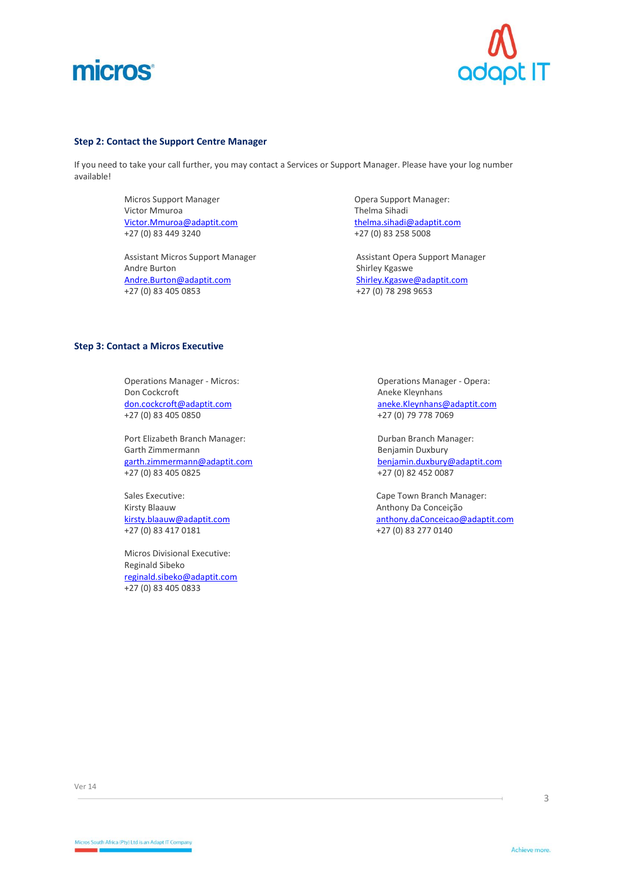## Step 2: Contact the Support Centre Manager

If you need to take your call further, you may contact a Services or Support Manager. Please have your log number available!

Micros Support Manager
Victor Mmuroa
Victor.Mmuroa@adaptit.com
+27 (0) 83 449 3240

Assistant Micros Support Manager
Andre Burton
Andre.Burton@adaptit.com
+27 (0) 83 405 0853

Opera Support Manager:
Thelma Sihadi
thelma.sihadi@adaptit.com
+27 (0) 83 258 5008

Assistant Opera Support Manager
Shirley Kgaswe
Shirley.Kgaswe@adaptit.com
+27 (0) 78 298 9653

## Step 3: Contact a Micros Executive

Operations Manager - Micros:
Don Cockcroft
don.cockcroft@adaptit.com
+27 (0) 83 405 0850

Port Elizabeth Branch Manager:
Garth Zimmermann
garth.zimmermann@adaptit.com
+27 (0) 83 405 0825

Sales Executive:
Kirsty Blaauw
kirsty.blaauw@adaptit.com
+27 (0) 83 417 0181

Micros Divisional Executive:
Reginald Sibeko
reginald.sibeko@adaptit.com
+27 (0) 83 405 0833

Operations Manager - Opera:
Aneke Kleynhans
aneke.Kleynhans@adaptit.com
+27 (0) 79 778 7069

Durban Branch Manager:
Benjamin Duxbury
benjamin.duxbury@adaptit.com
+27 (0) 82 452 0087

Cape Town Branch Manager:
Anthony Da Conceição
anthony.daConceicao@adaptit.com
+27 (0) 83 277 0140